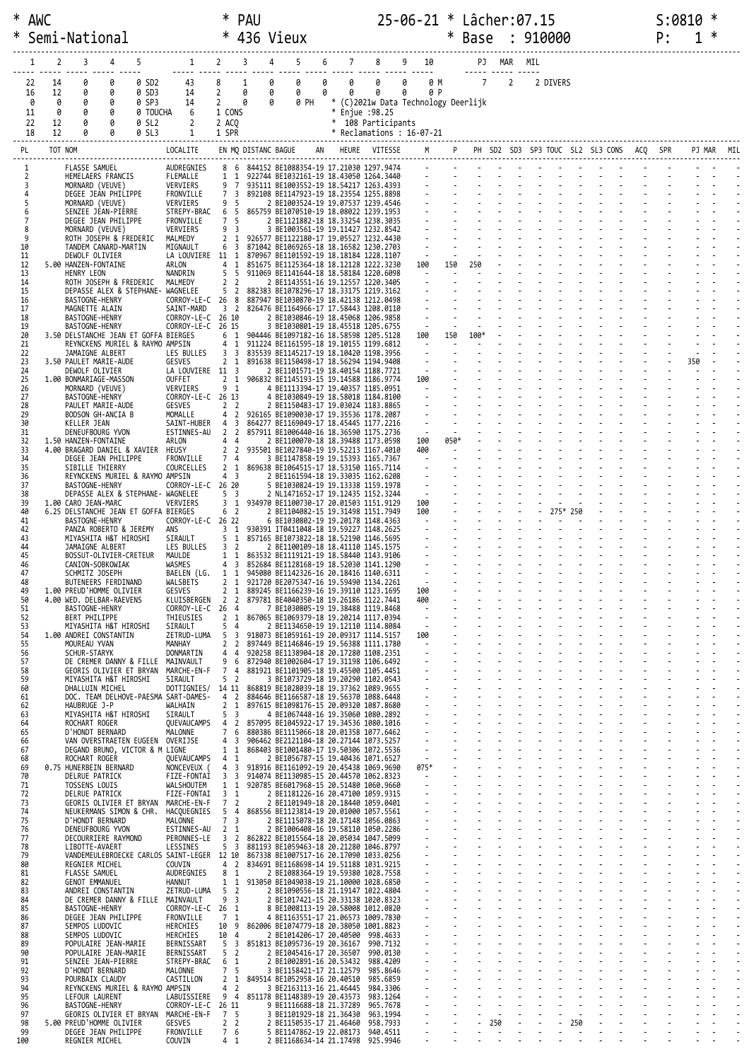# * AWC * PAU 25-06-21 * Lâcher:07.15 S:0810 *
# * Semi-National * 436 Vieux * Base : 910000 P: 1 *

```
  1     2     3     4     5          1     2     3     4     5     6     7     8     9    10          PJ   MAR   MIL
 22    14     0     0     0 SD2     43     8     1     0     0     0     0     0     0     0 M         7     2    2 DIVERS
 16    12     0     0     0 SD3     14     2     0     0     0     0     0     0     0     0 P
  0     0     0     0     0 SP3     14     2     0     0     0 PH  * (C)2021w Data Technology Deerlijk
 11     0     0     0     0 TOUCHA   6     1 CONS              * Enjue :98.25
 22    12     0     0     0 SL2      2     2 ACQ               * 108 Participants
 18    12     0     0     0 SL3      1     1 SPR               * Reclamations : 16-07-21
```

| PL | TOT | NOM | LOCALITE | EN | MQ | DISTANC | BAGUE AN | HEURE | VITESSE | M | P | PH | SD2 | SD3 | SP3 | TOUC | SL2 | SL3 | CONS | ACQ | SPR | PJ | MAR | MIL |
|---|---|---|---|---|---|---|---|---|---|---|---|---|---|---|---|---|---|---|---|---|---|---|---|---|
| 1 | | FLASSE SAMUEL | AUDREGNIES | 8 | 6 | 844152 | BE1088354-19 | 17.21030 | 1297.9474 | - | - | - | - | - | - | - | - | - | - | - | - | - | - | - |
| 2 | | HEMELAERS FRANCIS | FLEMALLE | 1 | 1 | 922744 | BE1032161-19 | 18.43050 | 1264.3440 | - | - | - | - | - | - | - | - | - | - | - | - | - | - | - |
| 3 | | MORNARD (VEUVE) | VERVIERS | 9 | 7 | 935111 | BE1003552-19 | 18.54217 | 1263.4393 | - | - | - | - | - | - | - | - | - | - | - | - | - | - | - |
| 4 | | DEGEE JEAN PHILIPPE | FRONVILLE | 7 | 3 | 892108 | BE1147923-19 | 18.23554 | 1255.8898 | - | - | - | - | - | - | - | - | - | - | - | - | - | - | - |
| 5 | | MORNARD (VEUVE) | VERVIERS | 9 | 5 | 2 | BE1003524-19 | 19.07537 | 1239.4546 | - | - | - | - | - | - | - | - | - | - | - | - | - | - | - |
| 6 | | SENZEE JEAN-PIERRE | STREPY-BRAC | 6 | 5 | 865759 | BE1070510-19 | 18.08022 | 1239.1953 | - | - | - | - | - | - | - | - | - | - | - | - | - | - | - |
| 7 | | DEGEE JEAN PHILIPPE | FRONVILLE | 7 | 5 | 2 | BE1121882-18 | 18.33254 | 1238.3035 | - | - | - | - | - | - | - | - | - | - | - | - | - | - | - |
| 8 | | MORNARD (VEUVE) | VERVIERS | 9 | 3 | 3 | BE1003561-19 | 19.11427 | 1232.8542 | - | - | - | - | - | - | - | - | - | - | - | - | - | - | - |
| 9 | | ROTH JOSEPH & FREDERIC | MALMEDY | 2 | 1 | 926577 | BE1122180-17 | 19.05527 | 1232.4430 | - | - | - | - | - | - | - | - | - | - | - | - | - | - | - |
| 10 | | TANDEM CANARD-MARTIN | MIGNAULT | 6 | 3 | 871042 | BE1069265-18 | 18.16582 | 1230.2703 | - | - | - | - | - | - | - | - | - | - | - | - | - | - | - |
| 11 | | DEWOLF OLIVIER | LA LOUVIERE | 11 | 1 | 870967 | BE1101592-19 | 18.18184 | 1228.1107 | - | - | - | - | - | - | - | - | - | - | - | - | - | - | - |
| 12 | 5.00 | HANZEN-FONTAINE | ARLON | 4 | 1 | 851675 | BE1125364-18 | 18.12128 | 1222.3230 | 100 | 150 | 250 | - | - | - | - | - | - | - | - | - | - | - | - |
| 13 | | HENRY LEON | NANDRIN | 5 | 5 | 911069 | BE1141644-18 | 18.58184 | 1220.6098 | - | - | - | - | - | - | - | - | - | - | - | - | - | - | - |
| 14 | | ROTH JOSEPH & FREDERIC | MALMEDY | 2 | 2 | 2 | BE1143551-16 | 19.12557 | 1220.3405 | - | - | - | - | - | - | - | - | - | - | - | - | - | - | - |
| 15 | | DEPASSE ALEX & STEPHANE- | WAGNELEE | 5 | 2 | 882383 | BE1078296-17 | 18.33175 | 1219.3162 | - | - | - | - | - | - | - | - | - | - | - | - | - | - | - |
| 16 | | BASTOGNE-HENRY | CORROY-LE-C | 26 | 8 | 887947 | BE1030870-19 | 18.42138 | 1212.0498 | - | - | - | - | - | - | - | - | - | - | - | - | - | - | - |
| 17 | | MAGNETTE ALAIN | SAINT-MARD | 3 | 2 | 826476 | BE1164966-17 | 17.58443 | 1208.0110 | - | - | - | - | - | - | - | - | - | - | - | - | - | - | - |
| 18 | | BASTOGNE-HENRY | CORROY-LE-C | 26 | 10 | 2 | BE1030846-19 | 18.45068 | 1206.9858 | - | - | - | - | - | - | - | - | - | - | - | - | - | - | - |
| 19 | | BASTOGNE-HENRY | CORROY-LE-C | 26 | 15 | 3 | BE1030801-19 | 18.45518 | 1205.6755 | - | - | - | - | - | - | - | - | - | - | - | - | - | - | - |
| 20 | 3.50 | DELSTANCHE JEAN ET GOFFA | BIERGES | 6 | 1 | 904446 | BE1097182-16 | 18.58598 | 1205.5128 | 100 | 150 | 100* | - | - | - | - | - | - | - | - | - | - | - | - |
| 21 | | REYNCKENS MURIEL & RAYMO | AMPSIN | 4 | 1 | 911224 | BE1161595-18 | 19.10155 | 1199.6812 | - | - | - | - | - | - | - | - | - | - | - | - | - | - | - |
| 22 | | JAMAIGNE ALBERT | LES BULLES | 3 | 3 | 835539 | BE1145217-19 | 18.10420 | 1198.3956 | - | - | - | - | - | - | - | - | - | - | - | - | - | - | - |
| 23 | 3.50 | PAULET MARIE-AUDE | GESVES | 2 | 1 | 891638 | BE1150498-17 | 18.56294 | 1194.9408 | - | - | - | - | - | - | - | - | - | - | - | 350 | - | - | - |
| 24 | | DEWOLF OLIVIER | LA LOUVIERE | 11 | 3 | 2 | BE1101571-19 | 18.40154 | 1188.7721 | - | - | - | - | - | - | - | - | - | - | - | - | - | - | - |
| 25 | 1.00 | BONMARIAGE-MASSON | OUFFET | 2 | 1 | 906832 | BE1145193-15 | 19.14588 | 1186.9774 | 100 | - | - | - | - | - | - | - | - | - | - | - | - | - | - |
| 26 | | MORNARD (VEUVE) | VERVIERS | 9 | 1 | 4 | BE1113394-17 | 19.40357 | 1185.0951 | - | - | - | - | - | - | - | - | - | - | - | - | - | - | - |
| 27 | | BASTOGNE-HENRY | CORROY-LE-C | 26 | 13 | 4 | BE1030849-19 | 18.58018 | 1184.8100 | - | - | - | - | - | - | - | - | - | - | - | - | - | - | - |
| 28 | | PAULET MARIE-AUDE | GESVES | 2 | 2 | 2 | BE1150483-17 | 19.03024 | 1183.8865 | - | - | - | - | - | - | - | - | - | - | - | - | - | - | - |
| 29 | | BODSON GH-ANCIA B | MOMALLE | 4 | 2 | 926165 | BE1090030-17 | 19.35536 | 1178.2087 | - | - | - | - | - | - | - | - | - | - | - | - | - | - | - |
| 30 | | KELLER JEAN | SAINT-HUBER | 4 | 3 | 864277 | BE1169049-17 | 18.45445 | 1177.2216 | - | - | - | - | - | - | - | - | - | - | - | - | - | - | - |
| 31 | | DENEUFBOURG YVON | ESTINNES-AU | 2 | 2 | 857911 | BE1006440-16 | 18.36590 | 1175.2736 | - | - | - | - | - | - | - | - | - | - | - | - | - | - | - |
| 32 | 1.50 | HANZEN-FONTAINE | ARLON | 4 | 4 | 2 | BE1100070-18 | 18.39488 | 1173.0598 | 100 | 050* | - | - | - | - | - | - | - | - | - | - | - | - | - |
| 33 | 4.00 | BRAGARD DANIEL & XAVIER | HEUSY | 2 | 2 | 935501 | BE1027840-19 | 19.52213 | 1167.4010 | 400 | - | - | - | - | - | - | - | - | - | - | - | - | - | - |
| 34 | | DEGEE JEAN PHILIPPE | FRONVILLE | 7 | 4 | 3 | BE1147858-19 | 19.15393 | 1165.7367 | - | - | - | - | - | - | - | - | - | - | - | - | - | - | - |
| 35 | | SIBILLE THIERRY | COURCELLES | 2 | 1 | 869638 | BE1064515-17 | 18.53150 | 1165.7114 | - | - | - | - | - | - | - | - | - | - | - | - | - | - | - |
| 36 | | REYNCKENS MURIEL & RAYMO | AMPSIN | 4 | 3 | 2 | BE1161594-18 | 19.33035 | 1162.6208 | - | - | - | - | - | - | - | - | - | - | - | - | - | - | - |
| 37 | | BASTOGNE-HENRY | CORROY-LE-C | 26 | 20 | 5 | BE1030824-19 | 19.13338 | 1159.1978 | - | - | - | - | - | - | - | - | - | - | - | - | - | - | - |
| 38 | | DEPASSE ALEX & STEPHANE- | WAGNELEE | 5 | 3 | 2 | NL1471652-17 | 19.12435 | 1152.3244 | - | - | - | - | - | - | - | - | - | - | - | - | - | - | - |
| 39 | 1.00 | CARO JEAN-MARC | VERVIERS | 3 | 1 | 934970 | BE1100730-17 | 20.01503 | 1151.9129 | 100 | - | - | - | - | - | - | - | - | - | - | - | - | - | - |
| 40 | 6.25 | DELSTANCHE JEAN ET GOFFA | BIERGES | 6 | 2 | 2 | BE1104082-15 | 19.31498 | 1151.7949 | 100 | - | - | - | - | - | 275* | 250 | - | - | - | - | - | - | - |
| 41 | | BASTOGNE-HENRY | CORROY-LE-C | 26 | 22 | 6 | BE1030802-19 | 19.20178 | 1148.4363 | - | - | - | - | - | - | - | - | - | - | - | - | - | - | - |
| 42 | | PANZA ROBERTO & JEREMY | ANS | 3 | 1 | 930391 | IT0411048-18 | 19.59227 | 1148.2625 | - | - | - | - | - | - | - | - | - | - | - | - | - | - | - |
| 43 | | MIYASHITA H&T HIROSHI | SIRAULT | 5 | 1 | 857165 | BE1073822-18 | 18.52190 | 1146.5695 | - | - | - | - | - | - | - | - | - | - | - | - | - | - | - |
| 44 | | JAMAIGNE ALBERT | LES BULLES | 3 | 2 | 2 | BE1100109-18 | 18.41110 | 1145.1575 | - | - | - | - | - | - | - | - | - | - | - | - | - | - | - |
| 45 | | BOSSUT-OLIVIER-CRETEUR | MAULDE | 1 | 1 | 863532 | BE1119121-19 | 18.58440 | 1143.9106 | - | - | - | - | - | - | - | - | - | - | - | - | - | - | - |
| 46 | | CANION-SOBKOWIAK | WASMES | 4 | 3 | 852684 | BE1128168-19 | 18.52030 | 1141.1290 | - | - | - | - | - | - | - | - | - | - | - | - | - | - | - |
| 47 | | SCHMITZ JOSEPH | BAELEN (LG. | 1 | 1 | 945080 | BE1142326-16 | 20.18416 | 1140.6311 | - | - | - | - | - | - | - | - | - | - | - | - | - | - | - |
| 48 | | BUTENEERS FERDINAND | WALSBETS | 2 | 1 | 921720 | BE2075347-16 | 19.59490 | 1134.2261 | - | - | - | - | - | - | - | - | - | - | - | - | - | - | - |
| 49 | 1.00 | PREUD'HOMME OLIVIER | GESVES | 2 | 1 | 889245 | BE1166239-16 | 19.39110 | 1123.1695 | 100 | - | - | - | - | - | - | - | - | - | - | - | - | - | - |
| 50 | 4.00 | WED. DELBAR-RAEVENS | KLUISBERGEN | 2 | 2 | 879781 | BE4040350-18 | 19.26186 | 1122.7441 | 400 | - | - | - | - | - | - | - | - | - | - | - | - | - | - |
| 51 | | BASTOGNE-HENRY | CORROY-LE-C | 26 | 4 | 7 | BE1030805-19 | 19.38488 | 1119.8468 | - | - | - | - | - | - | - | - | - | - | - | - | - | - | - |
| 52 | | BERT PHILIPPE | THIEUSIES | 2 | 1 | 867065 | BE1069379-18 | 19.20214 | 1117.0394 | - | - | - | - | - | - | - | - | - | - | - | - | - | - | - |
| 53 | | MIYASHITA H&T HIROSHI | SIRAULT | 5 | 4 | 2 | BE1134650-19 | 19.12110 | 1114.8084 | - | - | - | - | - | - | - | - | - | - | - | - | - | - | - |
| 54 | 1.00 | ANDREI CONSTANTIN | ZETRUD-LUMA | 5 | 3 | 918073 | BE1059161-19 | 20.09317 | 1114.5157 | 100 | - | - | - | - | - | - | - | - | - | - | - | - | - | - |
| 55 | | MOUREAU YVAN | MANHAY | 2 | 2 | 897449 | BE1146846-19 | 19.56388 | 1111.1780 | - | - | - | - | - | - | - | - | - | - | - | - | - | - | - |
| 56 | | SCHUR-STARYK | DONMARTIN | 4 | 4 | 920258 | BE1138904-18 | 20.17280 | 1108.2351 | - | - | - | - | - | - | - | - | - | - | - | - | - | - | - |
| 57 | | DE CREMER DANNY & FILLE | MAINVAULT | 9 | 6 | 872940 | BE1002604-17 | 19.31198 | 1106.6492 | - | - | - | - | - | - | - | - | - | - | - | - | - | - | - |
| 58 | | GEORIS OLIVIER ET BRYAN | MARCHE-EN-F | 7 | 4 | 881921 | BE1101905-18 | 19.45500 | 1105.4451 | - | - | - | - | - | - | - | - | - | - | - | - | - | - | - |
| 59 | | MIYASHITA H&T HIROSHI | SIRAULT | 5 | 2 | 3 | BE1073729-18 | 19.20290 | 1102.0543 | - | - | - | - | - | - | - | - | - | - | - | - | - | - | - |
| 60 | | DHALLUIN MICHEL | DOTTIGNIES/ | 14 | 11 | 868819 | BE1028039-18 | 19.37362 | 1089.9655 | - | - | - | - | - | - | - | - | - | - | - | - | - | - | - |
| 61 | | DOC. TEAM DELHOVE-PAESMA | SART-DAMES- | 4 | 2 | 884646 | BE1166587-18 | 19.56370 | 1088.6448 | - | - | - | - | - | - | - | - | - | - | - | - | - | - | - |
| 62 | | HAUBRUGE J-P | WALHAIN | 2 | 1 | 897615 | BE1098176-15 | 20.09320 | 1087.8680 | - | - | - | - | - | - | - | - | - | - | - | - | - | - | - |
| 63 | | MIYASHITA H&T HIROSHI | SIRAULT | 5 | 3 | 4 | BE1067448-16 | 19.35060 | 1080.2892 | - | - | - | - | - | - | - | - | - | - | - | - | - | - | - |
| 64 | | ROCHART ROGER | QUEVAUCAMPS | 4 | 2 | 857095 | BE1045922-17 | 19.34536 | 1080.1016 | - | - | - | - | - | - | - | - | - | - | - | - | - | - | - |
| 65 | | D'HONDT BERNARD | MALONNE | 7 | 6 | 880386 | BE1115066-18 | 20.01358 | 1077.6462 | - | - | - | - | - | - | - | - | - | - | - | - | - | - | - |
| 66 | | VAN OVERSTRAETEN EUGEEN | OVERIJSE | 4 | 3 | 906462 | BE2121104-18 | 20.27144 | 1073.5257 | - | - | - | - | - | - | - | - | - | - | - | - | - | - | - |
| 67 | | DEGAND BRUNO, VICTOR & M | LIGNE | 1 | 1 | 868403 | BE1001480-17 | 19.50306 | 1072.5536 | - | - | - | - | - | - | - | - | - | - | - | - | - | - | - |
| 68 | | ROCHART ROGER | QUEVAUCAMPS | 4 | 1 | 2 | BE1056787-15 | 19.40436 | 1071.6527 | - | - | - | - | - | - | - | - | - | - | - | - | - | - | - |
| 69 | 0.75 | HUNERBEIN BERNARD | NONCEVEUX ( | 4 | 3 | 918916 | BE1161092-19 | 20.45438 | 1069.9690 | 075* | - | - | - | - | - | - | - | - | - | - | - | - | - | - |
| 70 | | DELRUE PATRICK | FIZE-FONTAI | 3 | 3 | 914074 | BE1130985-15 | 20.44570 | 1062.8323 | - | - | - | - | - | - | - | - | - | - | - | - | - | - | - |
| 71 | | TOSSENS LOUIS | WALSHOUTEM | 1 | 1 | 920785 | BE6017968-15 | 20.51480 | 1060.9660 | - | - | - | - | - | - | - | - | - | - | - | - | - | - | - |
| 72 | | DELRUE PATRICK | FIZE-FONTAI | 3 | 1 | 2 | BE1181226-16 | 20.47100 | 1059.9315 | - | - | - | - | - | - | - | - | - | - | - | - | - | - | - |
| 73 | | GEORIS OLIVIER ET BRYAN | MARCHE-EN-F | 7 | 2 | 2 | BE1101949-18 | 20.18440 | 1059.0401 | - | - | - | - | - | - | - | - | - | - | - | - | - | - | - |
| 74 | | NEUKERMANS SIMON & CHR. | HACQUEGNIES | 5 | 4 | 868556 | BE1123814-19 | 20.01000 | 1057.5561 | - | - | - | - | - | - | - | - | - | - | - | - | - | - | - |
| 75 | | D'HONDT BERNARD | MALONNE | 7 | 3 | 2 | BE1115078-18 | 20.17148 | 1056.0863 | - | - | - | - | - | - | - | - | - | - | - | - | - | - | - |
| 76 | | DENEUFBOURG YVON | ESTINNES-AU | 2 | 1 | 2 | BE1006408-16 | 19.58110 | 1050.2286 | - | - | - | - | - | - | - | - | - | - | - | - | - | - | - |
| 77 | | DECOURRIERE RAYMOND | PERONNES-LE | 3 | 2 | 862822 | BE1015564-18 | 20.05034 | 1047.5099 | - | - | - | - | - | - | - | - | - | - | - | - | - | - | - |
| 78 | | LIBOTTE-AVAERT | LESSINES | 5 | 3 | 881193 | BE1059463-18 | 20.21280 | 1046.8797 | - | - | - | - | - | - | - | - | - | - | - | - | - | - | - |
| 79 | | VANDEMEULEBROECKE CARLOS | SAINT-LEGER | 12 | 10 | 867338 | BE1007517-16 | 20.17090 | 1033.0256 | - | - | - | - | - | - | - | - | - | - | - | - | - | - | - |
| 80 | | REGNIER MICHEL | COUVIN | 4 | 2 | 834691 | BE1168698-14 | 19.51188 | 1031.9215 | - | - | - | - | - | - | - | - | - | - | - | - | - | - | - |
| 81 | | FLASSE SAMUEL | AUDREGNIES | 8 | 1 | 2 | BE1088364-19 | 19.59380 | 1028.7558 | - | - | - | - | - | - | - | - | - | - | - | - | - | - | - |
| 82 | | GENOT EMMANUEL | HANNUT | 1 | 1 | 913050 | BE1049038-19 | 21.10000 | 1028.6850 | - | - | - | - | - | - | - | - | - | - | - | - | - | - | - |
| 83 | | ANDREI CONSTANTIN | ZETRUD-LUMA | 5 | 2 | 2 | BE1090556-18 | 21.19147 | 1022.4804 | - | - | - | - | - | - | - | - | - | - | - | - | - | - | - |
| 84 | | DE CREMER DANNY & FILLE | MAINVAULT | 9 | 3 | 2 | BE1017421-15 | 20.33138 | 1020.8323 | - | - | - | - | - | - | - | - | - | - | - | - | - | - | - |
| 85 | | BASTOGNE-HENRY | CORROY-LE-C | 26 | 1 | 8 | BE1008113-19 | 20.58008 | 1012.0820 | - | - | - | - | - | - | - | - | - | - | - | - | - | - | - |
| 86 | | DEGEE JEAN PHILIPPE | FRONVILLE | 7 | 1 | 4 | BE1163551-17 | 21.06573 | 1009.7830 | - | - | - | - | - | - | - | - | - | - | - | - | - | - | - |
| 87 | | SEMPOS LUDOVIC | HERCHIES | 10 | 9 | 862006 | BE1074779-18 | 20.38050 | 1001.8823 | - | - | - | - | - | - | - | - | - | - | - | - | - | - | - |
| 88 | | SEMPOS LUDOVIC | HERCHIES | 10 | 4 | 2 | BE1014206-17 | 20.40500 | 998.4633 | - | - | - | - | - | - | - | - | - | - | - | - | - | - | - |
| 89 | | POPULAIRE JEAN-MARIE | BERNISSART | 5 | 3 | 851813 | BE1095736-19 | 20.36167 | 990.7132 | - | - | - | - | - | - | - | - | - | - | - | - | - | - | - |
| 90 | | POPULAIRE JEAN-MARIE | BERNISSART | 5 | 2 | 2 | BE1045416-17 | 20.36507 | 990.0130 | - | - | - | - | - | - | - | - | - | - | - | - | - | - | - |
| 91 | | SENZEE JEAN-PIERRE | STREPY-BRAC | 6 | 1 | 2 | BE1002891-16 | 20.53432 | 988.4209 | - | - | - | - | - | - | - | - | - | - | - | - | - | - | - |
| 92 | | D'HONDT BERNARD | MALONNE | 7 | 5 | 3 | BE1158421-17 | 21.12579 | 985.8646 | - | - | - | - | - | - | - | - | - | - | - | - | - | - | - |
| 93 | | POURBAIX CLAUDY | CASTILLON | 2 | 1 | 849514 | BE1052958-16 | 20.40510 | 985.6859 | - | - | - | - | - | - | - | - | - | - | - | - | - | - | - |
| 94 | | REYNCKENS MURIEL & RAYMO | AMPSIN | 4 | 2 | 3 | BE2163113-16 | 21.46445 | 984.3306 | - | - | - | - | - | - | - | - | - | - | - | - | - | - | - |
| 95 | | LEFOUR LAURENT | LABUISSIERE | 9 | 4 | 851178 | BE1148389-19 | 20.43573 | 983.1264 | - | - | - | - | - | - | - | - | - | - | - | - | - | - | - |
| 96 | | BASTOGNE-HENRY | CORROY-LE-C | 26 | 11 | 9 | BE1116688-18 | 21.37289 | 965.7678 | - | - | - | - | - | - | - | - | - | - | - | - | - | - | - |
| 97 | | GEORIS OLIVIER ET BRYAN | MARCHE-EN-F | 7 | 5 | 3 | BE1101929-18 | 21.36430 | 963.1994 | - | - | - | - | - | - | - | - | - | - | - | - | - | - | - |
| 98 | 5.00 | PREUD'HOMME OLIVIER | GESVES | 2 | 2 | 2 | BE1150535-17 | 21.46460 | 958.7933 | - | - | - | 250 | - | - | 250 | - | - | - | - | - | - | - | - |
| 99 | | DEGEE JEAN PHILIPPE | FRONVILLE | 7 | 6 | 5 | BE1147862-19 | 22.08173 | 940.4511 | - | - | - | - | - | - | - | - | - | - | - | - | - | - | - |
| 100 | | REGNIER MICHEL | COUVIN | 4 | 1 | 2 | BE1168634-14 | 21.17498 | 925.9946 | - | - | - | - | - | - | - | - | - | - | - | - | - | - | - |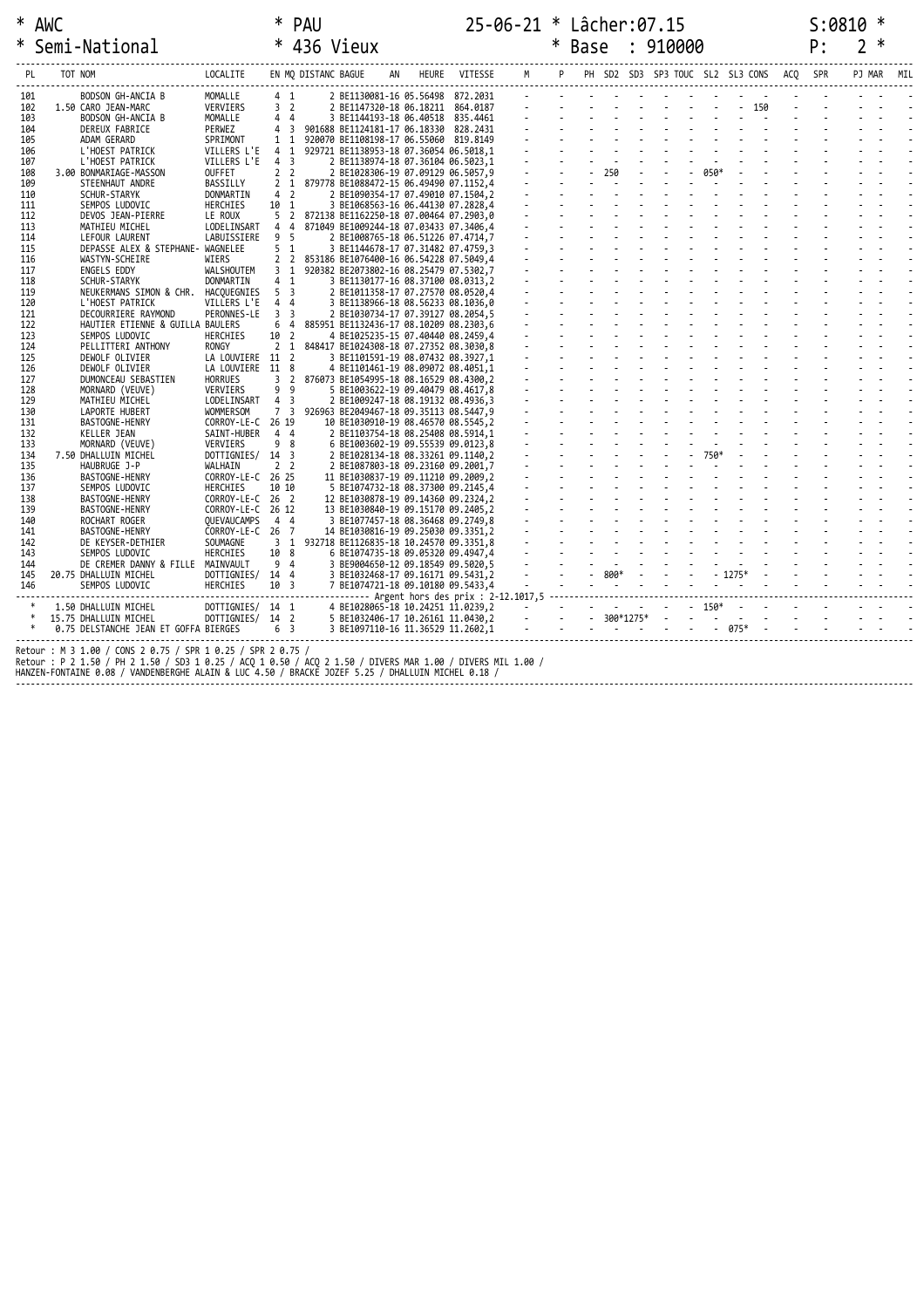\* AWC \* PAU 25-06-21 \* Lâcher:07.15 S:0810 \*
\* Semi-National \* 436 Vieux \* Base : 910000

| PL | TOT | NOM | LOCALITE | EN | MQ | DISTANC | BAGUE | AN | HEURE | VITESSE | M | P | PH | SD2 | SD3 | SP3 | TOUC | SL2 | SL3 | CONS | ACQ | SPR | PJ | MAR | MIL |
|---|---|---|---|---|---|---|---|---|---|---|---|---|---|---|---|---|---|---|---|---|---|---|---|---|---|
| 101 | | BODSON GH-ANCIA B | MOMALLE | 4 | 1 | 2 | BE1130081-16 | | 05.56498 | 872.2031 | - | - | - | - | - | - | - | - | - | - | - | - | - | - | - |
| 102 | 1.50 | CARO JEAN-MARC | VERVIERS | 3 | 2 | 2 | BE1147320-18 | | 06.18211 | 864.0187 | - | - | - | - | - | - | - | - | - | - | - | - | - | - | - |
| 103 | | BODSON GH-ANCIA B | MOMALLE | 4 | 4 | 3 | BE1144193-18 | | 06.40518 | 835.4461 | - | - | - | - | - | - | - | - | - | 150 | - | - | - | - | - |
| 104 | | DEREUX FABRICE | PERWEZ | 4 | 3 | 901688 | BE1124181-17 | | 06.18330 | 828.2431 | - | - | - | - | - | - | - | - | - | - | - | - | - | - | - |
| 105 | | ADAM GERARD | SPRIMONT | 1 | 1 | 920070 | BE1108198-17 | | 06.55060 | 819.8149 | - | - | - | - | - | - | - | - | - | - | - | - | - | - | - |
| 106 | | L'HOEST PATRICK | VILLERS L'E | 4 | 1 | 929721 | BE1138953-18 | | 07.36054 | 06.5018,1 | - | - | - | - | - | - | - | - | - | - | - | - | - | - | - |
| 107 | | L'HOEST PATRICK | VILLERS L'E | 4 | 3 | 2 | BE1138974-18 | | 07.36104 | 06.5023,1 | - | - | - | - | - | - | - | - | - | - | - | - | - | - | - |
| 108 | 3.00 | BONMARIAGE-MASSON | OUFFET | 2 | 2 | 2 | BE1028306-19 | | 07.09129 | 06.5057,9 | - | - | - | 250 | - | - | - | 050* | - | - | - | - | - | - | - |
| 109 | | STEENHAUT ANDRE | BASSILLY | 2 | 1 | 879778 | BE1088472-15 | | 06.49490 | 07.1152,4 | - | - | - | - | - | - | - | - | - | - | - | - | - | - | - |
| 110 | | SCHUR-STARYK | DONMARTIN | 4 | 2 | 2 | BE1090354-17 | | 07.49010 | 07.1504,2 | - | - | - | - | - | - | - | - | - | - | - | - | - | - | - |
| 111 | | SEMPOS LUDOVIC | HERCHIES | 10 | 1 | 3 | BE1068563-16 | | 06.44130 | 07.2828,4 | - | - | - | - | - | - | - | - | - | - | - | - | - | - | - |
| 112 | | DEVOS JEAN-PIERRE | LE ROUX | 5 | 2 | 872138 | BE1162250-18 | | 07.00464 | 07.2903,0 | - | - | - | - | - | - | - | - | - | - | - | - | - | - | - |
| 113 | | MATHIEU MICHEL | LODELINSART | 4 | 4 | 871049 | BE1009244-18 | | 07.03433 | 07.3406,4 | - | - | - | - | - | - | - | - | - | - | - | - | - | - | - |
| 114 | | LEFOUR LAURENT | LABUISSIERE | 9 | 5 | 2 | BE1008765-18 | | 06.51226 | 07.4714,7 | - | - | - | - | - | - | - | - | - | - | - | - | - | - | - |
| 115 | | DEPASSE ALEX & STEPHANE- | WAGNELEE | 5 | 1 | 3 | BE1144678-17 | | 07.31482 | 07.4759,3 | - | - | - | - | - | - | - | - | - | - | - | - | - | - | - |
| 116 | | WASTYN-SCHEIRE | WIERS | 2 | 2 | 853186 | BE1076400-16 | | 06.54228 | 07.5049,4 | - | - | - | - | - | - | - | - | - | - | - | - | - | - | - |
| 117 | | ENGELS EDDY | WALSHOUTEM | 3 | 1 | 920382 | BE2073802-16 | | 08.25479 | 07.5302,7 | - | - | - | - | - | - | - | - | - | - | - | - | - | - | - |
| 118 | | SCHUR-STARYK | DONMARTIN | 4 | 1 | 3 | BE1130177-16 | | 08.37100 | 08.0313,2 | - | - | - | - | - | - | - | - | - | - | - | - | - | - | - |
| 119 | | NEUKERMANS SIMON & CHR. | HACQUEGNIES | 5 | 3 | 2 | BE1011358-17 | | 07.27570 | 08.0520,4 | - | - | - | - | - | - | - | - | - | - | - | - | - | - | - |
| 120 | | L'HOEST PATRICK | VILLERS L'E | 4 | 4 | 3 | BE1138966-18 | | 08.56233 | 08.1036,0 | - | - | - | - | - | - | - | - | - | - | - | - | - | - | - |
| 121 | | DECOURRIERE RAYMOND | PERONNES-LE | 3 | 3 | 2 | BE1030734-17 | | 07.39127 | 08.2054,5 | - | - | - | - | - | - | - | - | - | - | - | - | - | - | - |
| 122 | | HAUTIER ETIENNE & GUILLA | BAULERS | 6 | 4 | 885951 | BE1132436-17 | | 08.10209 | 08.2303,6 | - | - | - | - | - | - | - | - | - | - | - | - | - | - | - |
| 123 | | SEMPOS LUDOVIC | HERCHIES | 10 | 2 | 4 | BE1025235-15 | | 07.40440 | 08.2459,4 | - | - | - | - | - | - | - | - | - | - | - | - | - | - | - |
| 124 | | PELLITTERI ANTHONY | RONGY | 2 | 1 | 848417 | BE1024308-18 | | 07.27352 | 08.3030,8 | - | - | - | - | - | - | - | - | - | - | - | - | - | - | - |
| 125 | | DEWOLF OLIVIER | LA LOUVIERE | 11 | 2 | 3 | BE1101591-19 | | 08.07432 | 08.3927,1 | - | - | - | - | - | - | - | - | - | - | - | - | - | - | - |
| 126 | | DEWOLF OLIVIER | LA LOUVIERE | 11 | 8 | 4 | BE1101461-19 | | 08.09072 | 08.4051,1 | - | - | - | - | - | - | - | - | - | - | - | - | - | - | - |
| 127 | | DUMONCEAU SEBASTIEN | HORRUES | 3 | 2 | 876073 | BE1054995-18 | | 08.16529 | 08.4300,2 | - | - | - | - | - | - | - | - | - | - | - | - | - | - | - |
| 128 | | MORNARD (VEUVE) | VERVIERS | 9 | 9 | 5 | BE1003622-19 | | 09.40479 | 08.4617,8 | - | - | - | - | - | - | - | - | - | - | - | - | - | - | - |
| 129 | | MATHIEU MICHEL | LODELINSART | 4 | 3 | 2 | BE1009247-18 | | 08.19132 | 08.4936,3 | - | - | - | - | - | - | - | - | - | - | - | - | - | - | - |
| 130 | | LAPORTE HUBERT | WOMMERSOM | 7 | 3 | 926963 | BE2049467-18 | | 09.35113 | 08.5447,9 | - | - | - | - | - | - | - | - | - | - | - | - | - | - | - |
| 131 | | BASTOGNE-HENRY | CORROY-LE-C | 26 | 19 | 10 | BE1030910-19 | | 08.46570 | 08.5545,2 | - | - | - | - | - | - | - | - | - | - | - | - | - | - | - |
| 132 | | KELLER JEAN | SAINT-HUBER | 4 | 4 | 2 | BE1103754-18 | | 08.25408 | 08.5914,1 | - | - | - | - | - | - | - | - | - | - | - | - | - | - | - |
| 133 | | MORNARD (VEUVE) | VERVIERS | 9 | 8 | 6 | BE1003602-19 | | 09.55539 | 09.0123,8 | - | - | - | - | - | - | - | - | - | - | - | - | - | - | - |
| 134 | 7.50 | DHALLUIN MICHEL | DOTTIGNIES/ | 14 | 3 | 2 | BE1028134-18 | | 08.33261 | 09.1140,2 | - | - | - | - | - | - | - | 750* | - | - | - | - | - | - | - |
| 135 | | HAUBRUGE J-P | WALHAIN | 2 | 2 | 2 | BE1087803-18 | | 09.23160 | 09.2001,7 | - | - | - | - | - | - | - | - | - | - | - | - | - | - | - |
| 136 | | BASTOGNE-HENRY | CORROY-LE-C | 26 | 25 | 11 | BE1030837-19 | | 09.11210 | 09.2009,2 | - | - | - | - | - | - | - | - | - | - | - | - | - | - | - |
| 137 | | SEMPOS LUDOVIC | HERCHIES | 10 | 10 | 5 | BE1074732-18 | | 08.37300 | 09.2145,4 | - | - | - | - | - | - | - | - | - | - | - | - | - | - | - |
| 138 | | BASTOGNE-HENRY | CORROY-LE-C | 26 | 2 | 12 | BE1030878-19 | | 09.14360 | 09.2324,2 | - | - | - | - | - | - | - | - | - | - | - | - | - | - | - |
| 139 | | BASTOGNE-HENRY | CORROY-LE-C | 26 | 12 | 13 | BE1030840-19 | | 09.15170 | 09.2405,2 | - | - | - | - | - | - | - | - | - | - | - | - | - | - | - |
| 140 | | ROCHART ROGER | QUEVAUCAMPS | 4 | 4 | 3 | BE1077457-18 | | 08.36468 | 09.2749,8 | - | - | - | - | - | - | - | - | - | - | - | - | - | - | - |
| 141 | | BASTOGNE-HENRY | CORROY-LE-C | 26 | 7 | 14 | BE1030816-19 | | 09.25030 | 09.3351,2 | - | - | - | - | - | - | - | - | - | - | - | - | - | - | - |
| 142 | | DE KEYSER-DETHIER | SOUMAGNE | 3 | 1 | 932718 | BE1126835-18 | | 10.24570 | 09.3351,8 | - | - | - | - | - | - | - | - | - | - | - | - | - | - | - |
| 143 | | SEMPOS LUDOVIC | HERCHIES | 10 | 8 | 6 | BE1074735-18 | | 09.05320 | 09.4947,4 | - | - | - | - | - | - | - | - | - | - | - | - | - | - | - |
| 144 | | DE CREMER DANNY & FILLE | MAINVAULT | 9 | 4 | 3 | BE9004650-12 | | 09.18549 | 09.5020,5 | - | - | - | - | - | - | - | - | - | - | - | - | - | - | - |
| 145 | 20.75 | DHALLUIN MICHEL | DOTTIGNIES/ | 14 | 4 | 3 | BE1032468-17 | | 09.16171 | 09.5431,2 | - | - | - | 800* | - | - | - | - | 1275* | - | - | - | - | - | - |
| 146 | | SEMPOS LUDOVIC | HERCHIES | 10 | 3 | 7 | BE1074721-18 | | 09.10180 | 09.5433,4 | - | - | - | - | - | - | - | - | - | - | - | - | - | - | - |
| | | Argent hors des prix : 2-12.1017,5 | | | | | | | | | | | | | | | | | | | | | | | |
| * | 1.50 | DHALLUIN MICHEL | DOTTIGNIES/ | 14 | 1 | 4 | BE1028065-18 | | 10.24251 | 11.0239,2 | - | - | - | - | - | - | - | 150* | - | - | - | - | - | - | - |
| * | 15.75 | DHALLUIN MICHEL | DOTTIGNIES/ | 14 | 2 | 5 | BE1032406-17 | | 10.26161 | 11.0430,2 | - | - | - | 300* | 1275* | - | - | - | - | - | - | - | - | - | - |
| * | 0.75 | DELSTANCHE JEAN ET GOFFA | BIERGES | 6 | 3 | 3 | BE1097110-16 | | 11.36529 | 11.2602,1 | - | - | - | - | - | - | - | - | 075* | - | - | - | - | - | - |

Retour : M 3 1.00 / CONS 2 0.75 / SPR 1 0.25 / SPR 2 0.75 /
Retour : P 2 1.50 / PH 2 1.50 / SD3 1 0.25 / ACQ 1 0.50 / ACQ 2 1.50 / DIVERS MAR 1.00 / DIVERS MIL 1.00 /
HANZEN-FONTAINE 0.08 / VANDENBERGHE ALAIN & LUC 4.50 / BRACKE JOZEF 5.25 / DHALLUIN MICHEL 0.18 /